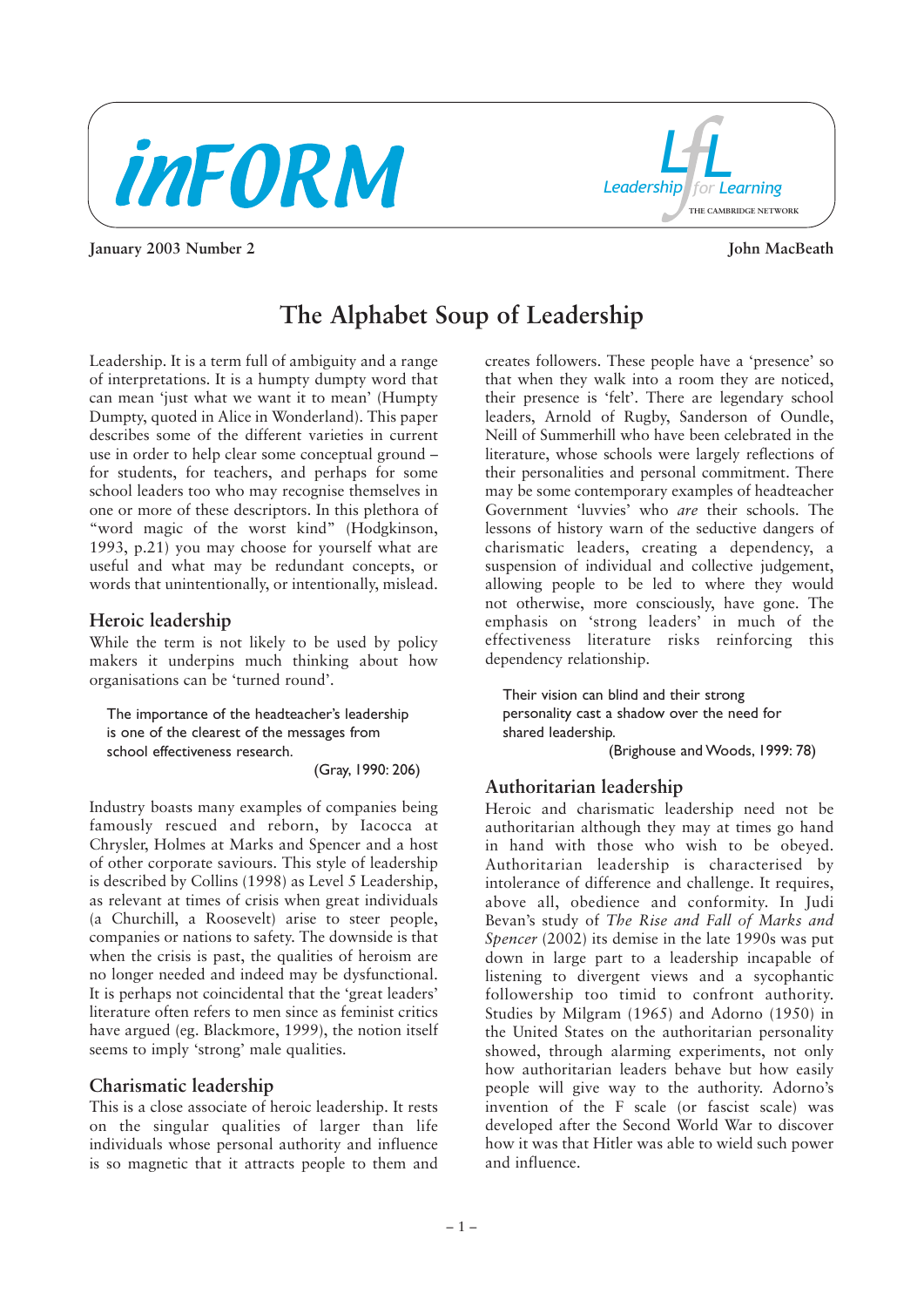inFORM

Leadership for Learning — THE CAMBRIDGE NETWORK

January 2003 Number 2

John MacBeath

# The Alphabet Soup of Leadership

Leadership. It is a term full of ambiguity and a range of interpretations. It is a humpty dumpty word that can mean 'just what we want it to mean' (Humpty Dumpty, quoted in Alice in Wonderland). This paper describes some of the different varieties in current use in order to help clear some conceptual ground – for students, for teachers, and perhaps for some school leaders too who may recognise themselves in one or more of these descriptors. In this plethora of "word magic of the worst kind" (Hodgkinson, 1993, p.21) you may choose for yourself what are useful and what may be redundant concepts, or words that unintentionally, or intentionally, mislead.

## Heroic leadership

While the term is not likely to be used by policy makers it underpins much thinking about how organisations can be 'turned round'.

> The importance of the headteacher's leadership is one of the clearest of the messages from school effectiveness research.
>
> (Gray, 1990: 206)

Industry boasts many examples of companies being famously rescued and reborn, by Iacocca at Chrysler, Holmes at Marks and Spencer and a host of other corporate saviours. This style of leadership is described by Collins (1998) as Level 5 Leadership, as relevant at times of crisis when great individuals (a Churchill, a Roosevelt) arise to steer people, companies or nations to safety. The downside is that when the crisis is past, the qualities of heroism are no longer needed and indeed may be dysfunctional. It is perhaps not coincidental that the 'great leaders' literature often refers to men since as feminist critics have argued (eg. Blackmore, 1999), the notion itself seems to imply 'strong' male qualities.

## Charismatic leadership

This is a close associate of heroic leadership. It rests on the singular qualities of larger than life individuals whose personal authority and influence is so magnetic that it attracts people to them and creates followers. These people have a 'presence' so that when they walk into a room they are noticed, their presence is 'felt'. There are legendary school leaders, Arnold of Rugby, Sanderson of Oundle, Neill of Summerhill who have been celebrated in the literature, whose schools were largely reflections of their personalities and personal commitment. There may be some contemporary examples of headteacher Government 'luvvies' who *are* their schools. The lessons of history warn of the seductive dangers of charismatic leaders, creating a dependency, a suspension of individual and collective judgement, allowing people to be led to where they would not otherwise, more consciously, have gone. The emphasis on 'strong leaders' in much of the effectiveness literature risks reinforcing this dependency relationship.

> Their vision can blind and their strong personality cast a shadow over the need for shared leadership.
>
> (Brighouse and Woods, 1999: 78)

## Authoritarian leadership

Heroic and charismatic leadership need not be authoritarian although they may at times go hand in hand with those who wish to be obeyed. Authoritarian leadership is characterised by intolerance of difference and challenge. It requires, above all, obedience and conformity. In Judi Bevan's study of *The Rise and Fall of Marks and Spencer* (2002) its demise in the late 1990s was put down in large part to a leadership incapable of listening to divergent views and a sycophantic followership too timid to confront authority. Studies by Milgram (1965) and Adorno (1950) in the United States on the authoritarian personality showed, through alarming experiments, not only how authoritarian leaders behave but how easily people will give way to the authority. Adorno's invention of the F scale (or fascist scale) was developed after the Second World War to discover how it was that Hitler was able to wield such power and influence.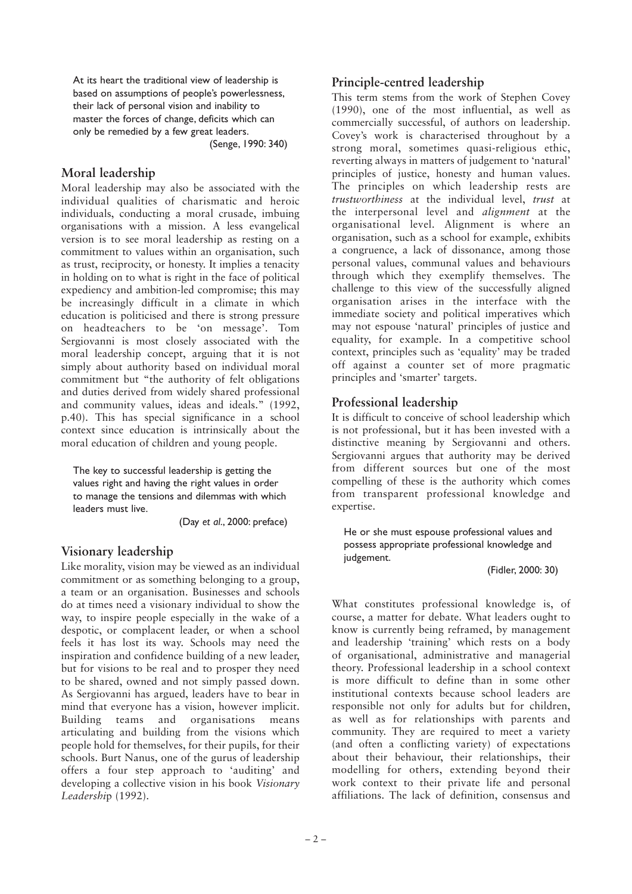> At its heart the traditional view of leadership is based on assumptions of people's powerlessness, their lack of personal vision and inability to master the forces of change, deficits which can only be remedied by a few great leaders.
>
> (Senge, 1990: 340)

## Moral leadership

Moral leadership may also be associated with the individual qualities of charismatic and heroic individuals, conducting a moral crusade, imbuing organisations with a mission. A less evangelical version is to see moral leadership as resting on a commitment to values within an organisation, such as trust, reciprocity, or honesty. It implies a tenacity in holding on to what is right in the face of political expediency and ambition-led compromise; this may be increasingly difficult in a climate in which education is politicised and there is strong pressure on headteachers to be 'on message'. Tom Sergiovanni is most closely associated with the moral leadership concept, arguing that it is not simply about authority based on individual moral commitment but "the authority of felt obligations and duties derived from widely shared professional and community values, ideas and ideals." (1992, p.40). This has special significance in a school context since education is intrinsically about the moral education of children and young people.

> The key to successful leadership is getting the values right and having the right values in order to manage the tensions and dilemmas with which leaders must live.
>
> (Day *et al.*, 2000: preface)

## Visionary leadership

Like morality, vision may be viewed as an individual commitment or as something belonging to a group, a team or an organisation. Businesses and schools do at times need a visionary individual to show the way, to inspire people especially in the wake of a despotic, or complacent leader, or when a school feels it has lost its way. Schools may need the inspiration and confidence building of a new leader, but for visions to be real and to prosper they need to be shared, owned and not simply passed down. As Sergiovanni has argued, leaders have to bear in mind that everyone has a vision, however implicit. Building teams and organisations means articulating and building from the visions which people hold for themselves, for their pupils, for their schools. Burt Nanus, one of the gurus of leadership offers a four step approach to 'auditing' and developing a collective vision in his book *Visionary Leadership* (1992).

## Principle-centred leadership

This term stems from the work of Stephen Covey (1990), one of the most influential, as well as commercially successful, of authors on leadership. Covey's work is characterised throughout by a strong moral, sometimes quasi-religious ethic, reverting always in matters of judgement to 'natural' principles of justice, honesty and human values. The principles on which leadership rests are *trustworthiness* at the individual level, *trust* at the interpersonal level and *alignment* at the organisational level. Alignment is where an organisation, such as a school for example, exhibits a congruence, a lack of dissonance, among those personal values, communal values and behaviours through which they exemplify themselves. The challenge to this view of the successfully aligned organisation arises in the interface with the immediate society and political imperatives which may not espouse 'natural' principles of justice and equality, for example. In a competitive school context, principles such as 'equality' may be traded off against a counter set of more pragmatic principles and 'smarter' targets.

## Professional leadership

It is difficult to conceive of school leadership which is not professional, but it has been invested with a distinctive meaning by Sergiovanni and others. Sergiovanni argues that authority may be derived from different sources but one of the most compelling of these is the authority which comes from transparent professional knowledge and expertise.

> He or she must espouse professional values and possess appropriate professional knowledge and judgement.
>
> (Fidler, 2000: 30)

What constitutes professional knowledge is, of course, a matter for debate. What leaders ought to know is currently being reframed, by management and leadership 'training' which rests on a body of organisational, administrative and managerial theory. Professional leadership in a school context is more difficult to define than in some other institutional contexts because school leaders are responsible not only for adults but for children, as well as for relationships with parents and community. They are required to meet a variety (and often a conflicting variety) of expectations about their behaviour, their relationships, their modelling for others, extending beyond their work context to their private life and personal affiliations. The lack of definition, consensus and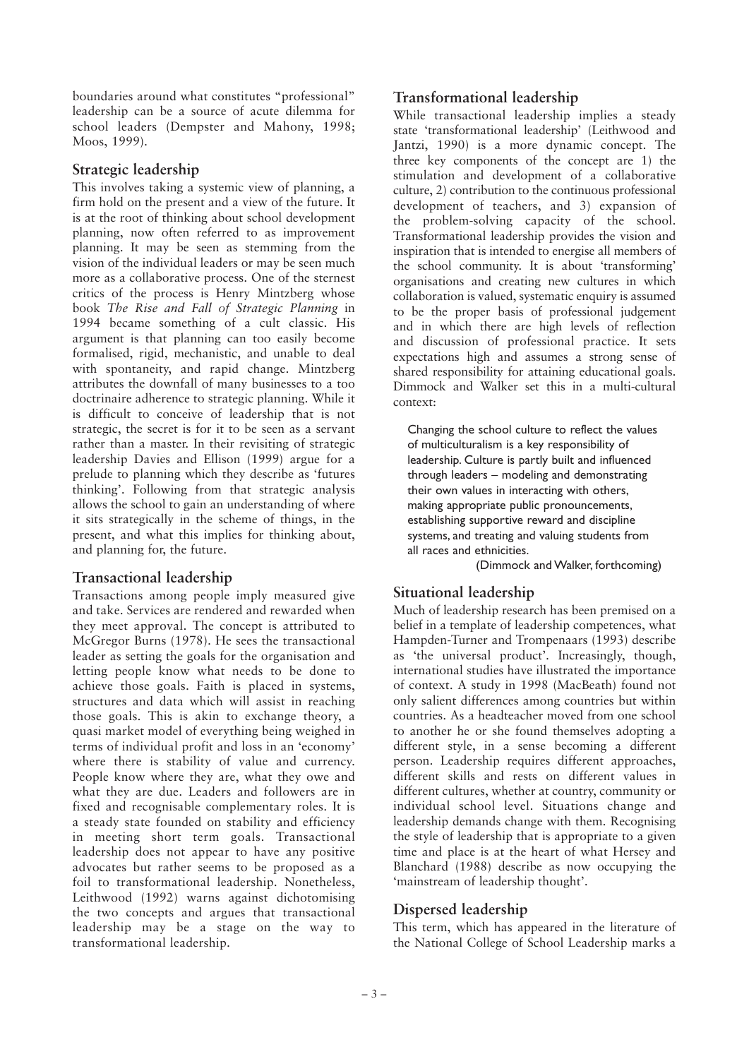boundaries around what constitutes "professional" leadership can be a source of acute dilemma for school leaders (Dempster and Mahony, 1998; Moos, 1999).

## Strategic leadership

This involves taking a systemic view of planning, a firm hold on the present and a view of the future. It is at the root of thinking about school development planning, now often referred to as improvement planning. It may be seen as stemming from the vision of the individual leaders or may be seen much more as a collaborative process. One of the sternest critics of the process is Henry Mintzberg whose book *The Rise and Fall of Strategic Planning* in 1994 became something of a cult classic. His argument is that planning can too easily become formalised, rigid, mechanistic, and unable to deal with spontaneity, and rapid change. Mintzberg attributes the downfall of many businesses to a too doctrinaire adherence to strategic planning. While it is difficult to conceive of leadership that is not strategic, the secret is for it to be seen as a servant rather than a master. In their revisiting of strategic leadership Davies and Ellison (1999) argue for a prelude to planning which they describe as 'futures thinking'. Following from that strategic analysis allows the school to gain an understanding of where it sits strategically in the scheme of things, in the present, and what this implies for thinking about, and planning for, the future.

## Transactional leadership

Transactions among people imply measured give and take. Services are rendered and rewarded when they meet approval. The concept is attributed to McGregor Burns (1978). He sees the transactional leader as setting the goals for the organisation and letting people know what needs to be done to achieve those goals. Faith is placed in systems, structures and data which will assist in reaching those goals. This is akin to exchange theory, a quasi market model of everything being weighed in terms of individual profit and loss in an 'economy' where there is stability of value and currency. People know where they are, what they owe and what they are due. Leaders and followers are in fixed and recognisable complementary roles. It is a steady state founded on stability and efficiency in meeting short term goals. Transactional leadership does not appear to have any positive advocates but rather seems to be proposed as a foil to transformational leadership. Nonetheless, Leithwood (1992) warns against dichotomising the two concepts and argues that transactional leadership may be a stage on the way to transformational leadership.

## Transformational leadership

While transactional leadership implies a steady state 'transformational leadership' (Leithwood and Jantzi, 1990) is a more dynamic concept. The three key components of the concept are 1) the stimulation and development of a collaborative culture, 2) contribution to the continuous professional development of teachers, and 3) expansion of the problem-solving capacity of the school. Transformational leadership provides the vision and inspiration that is intended to energise all members of the school community. It is about 'transforming' organisations and creating new cultures in which collaboration is valued, systematic enquiry is assumed to be the proper basis of professional judgement and in which there are high levels of reflection and discussion of professional practice. It sets expectations high and assumes a strong sense of shared responsibility for attaining educational goals. Dimmock and Walker set this in a multi-cultural context:

> Changing the school culture to reflect the values of multiculturalism is a key responsibility of leadership. Culture is partly built and influenced through leaders – modeling and demonstrating their own values in interacting with others, making appropriate public pronouncements, establishing supportive reward and discipline systems, and treating and valuing students from all races and ethnicities.
>
> (Dimmock and Walker, forthcoming)

## Situational leadership

Much of leadership research has been premised on a belief in a template of leadership competences, what Hampden-Turner and Trompenaars (1993) describe as 'the universal product'. Increasingly, though, international studies have illustrated the importance of context. A study in 1998 (MacBeath) found not only salient differences among countries but within countries. As a headteacher moved from one school to another he or she found themselves adopting a different style, in a sense becoming a different person. Leadership requires different approaches, different skills and rests on different values in different cultures, whether at country, community or individual school level. Situations change and leadership demands change with them. Recognising the style of leadership that is appropriate to a given time and place is at the heart of what Hersey and Blanchard (1988) describe as now occupying the 'mainstream of leadership thought'.

## Dispersed leadership

This term, which has appeared in the literature of the National College of School Leadership marks a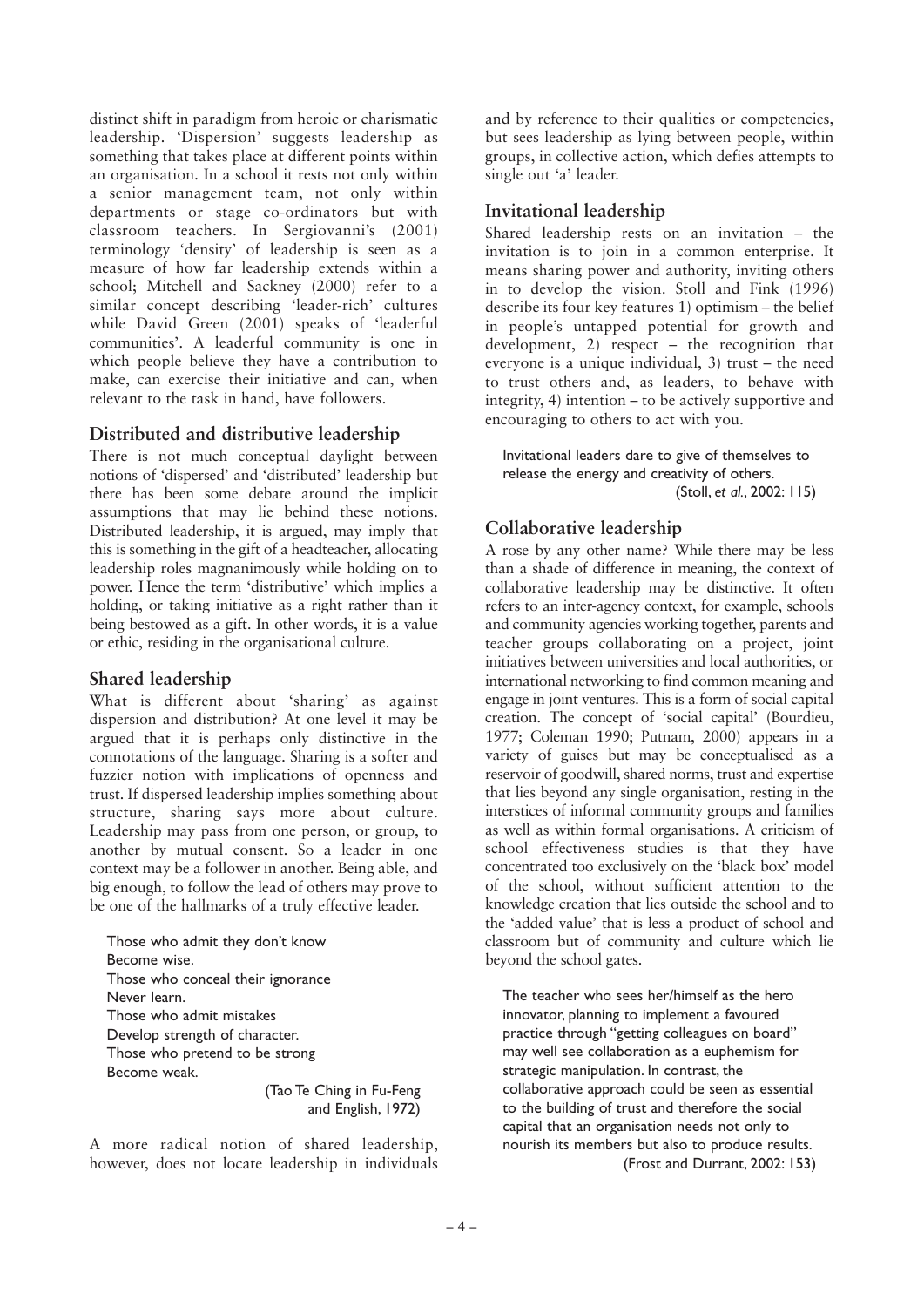distinct shift in paradigm from heroic or charismatic leadership. 'Dispersion' suggests leadership as something that takes place at different points within an organisation. In a school it rests not only within a senior management team, not only within departments or stage co-ordinators but with classroom teachers. In Sergiovanni's (2001) terminology 'density' of leadership is seen as a measure of how far leadership extends within a school; Mitchell and Sackney (2000) refer to a similar concept describing 'leader-rich' cultures while David Green (2001) speaks of 'leaderful communities'. A leaderful community is one in which people believe they have a contribution to make, can exercise their initiative and can, when relevant to the task in hand, have followers.

## Distributed and distributive leadership

There is not much conceptual daylight between notions of 'dispersed' and 'distributed' leadership but there has been some debate around the implicit assumptions that may lie behind these notions. Distributed leadership, it is argued, may imply that this is something in the gift of a headteacher, allocating leadership roles magnanimously while holding on to power. Hence the term 'distributive' which implies a holding, or taking initiative as a right rather than it being bestowed as a gift. In other words, it is a value or ethic, residing in the organisational culture.

## Shared leadership

What is different about 'sharing' as against dispersion and distribution? At one level it may be argued that it is perhaps only distinctive in the connotations of the language. Sharing is a softer and fuzzier notion with implications of openness and trust. If dispersed leadership implies something about structure, sharing says more about culture. Leadership may pass from one person, or group, to another by mutual consent. So a leader in one context may be a follower in another. Being able, and big enough, to follow the lead of others may prove to be one of the hallmarks of a truly effective leader.

> Those who admit they don't know
> Become wise.
> Those who conceal their ignorance
> Never learn.
> Those who admit mistakes
> Develop strength of character.
> Those who pretend to be strong
> Become weak.
>
> (Tao Te Ching in Fu-Feng and English, 1972)

A more radical notion of shared leadership, however, does not locate leadership in individuals and by reference to their qualities or competencies, but sees leadership as lying between people, within groups, in collective action, which defies attempts to single out 'a' leader.

## Invitational leadership

Shared leadership rests on an invitation – the invitation is to join in a common enterprise. It means sharing power and authority, inviting others in to develop the vision. Stoll and Fink (1996) describe its four key features 1) optimism – the belief in people's untapped potential for growth and development, 2) respect – the recognition that everyone is a unique individual, 3) trust – the need to trust others and, as leaders, to behave with integrity, 4) intention – to be actively supportive and encouraging to others to act with you.

> Invitational leaders dare to give of themselves to release the energy and creativity of others.
>
> (Stoll, *et al.*, 2002: 115)

## Collaborative leadership

A rose by any other name? While there may be less than a shade of difference in meaning, the context of collaborative leadership may be distinctive. It often refers to an inter-agency context, for example, schools and community agencies working together, parents and teacher groups collaborating on a project, joint initiatives between universities and local authorities, or international networking to find common meaning and engage in joint ventures. This is a form of social capital creation. The concept of 'social capital' (Bourdieu, 1977; Coleman 1990; Putnam, 2000) appears in a variety of guises but may be conceptualised as a reservoir of goodwill, shared norms, trust and expertise that lies beyond any single organisation, resting in the interstices of informal community groups and families as well as within formal organisations. A criticism of school effectiveness studies is that they have concentrated too exclusively on the 'black box' model of the school, without sufficient attention to the knowledge creation that lies outside the school and to the 'added value' that is less a product of school and classroom but of community and culture which lie beyond the school gates.

> The teacher who sees her/himself as the hero innovator, planning to implement a favoured practice through "getting colleagues on board" may well see collaboration as a euphemism for strategic manipulation. In contrast, the collaborative approach could be seen as essential to the building of trust and therefore the social capital that an organisation needs not only to nourish its members but also to produce results.
>
> (Frost and Durrant, 2002: 153)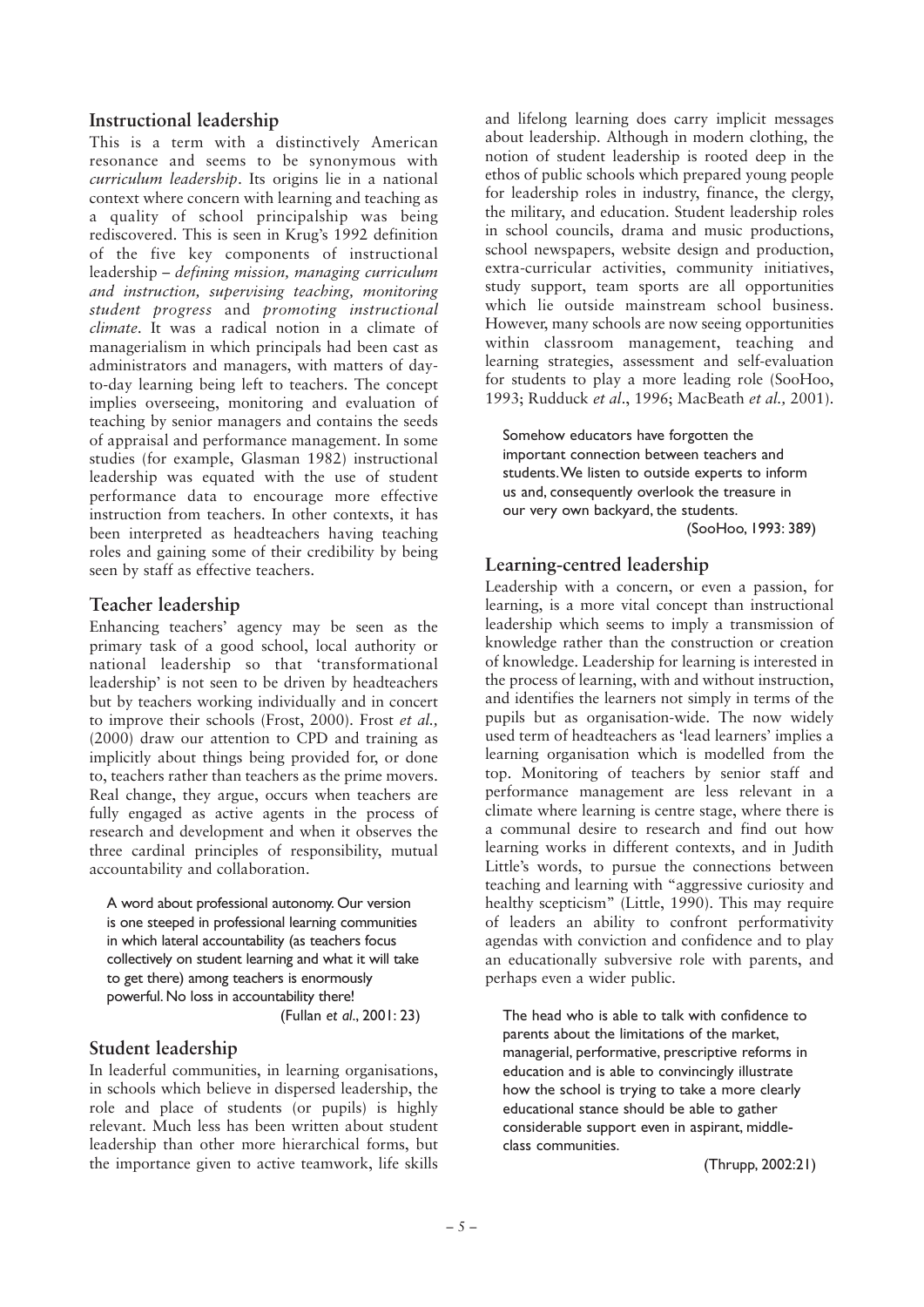## Instructional leadership

This is a term with a distinctively American resonance and seems to be synonymous with *curriculum leadership*. Its origins lie in a national context where concern with learning and teaching as a quality of school principalship was being rediscovered. This is seen in Krug's 1992 definition of the five key components of instructional leadership – *defining mission, managing curriculum and instruction, supervising teaching, monitoring student progress* and *promoting instructional climate*. It was a radical notion in a climate of managerialism in which principals had been cast as administrators and managers, with matters of day-to-day learning being left to teachers. The concept implies overseeing, monitoring and evaluation of teaching by senior managers and contains the seeds of appraisal and performance management. In some studies (for example, Glasman 1982) instructional leadership was equated with the use of student performance data to encourage more effective instruction from teachers. In other contexts, it has been interpreted as headteachers having teaching roles and gaining some of their credibility by being seen by staff as effective teachers.

## Teacher leadership

Enhancing teachers' agency may be seen as the primary task of a good school, local authority or national leadership so that 'transformational leadership' is not seen to be driven by headteachers but by teachers working individually and in concert to improve their schools (Frost, 2000). Frost *et al.,* (2000) draw our attention to CPD and training as implicitly about things being provided for, or done to, teachers rather than teachers as the prime movers. Real change, they argue, occurs when teachers are fully engaged as active agents in the process of research and development and when it observes the three cardinal principles of responsibility, mutual accountability and collaboration.

> A word about professional autonomy. Our version is one steeped in professional learning communities in which lateral accountability (as teachers focus collectively on student learning and what it will take to get there) among teachers is enormously powerful. No loss in accountability there!
>
> (Fullan *et al*., 2001: 23)

## Student leadership

In leaderful communities, in learning organisations, in schools which believe in dispersed leadership, the role and place of students (or pupils) is highly relevant. Much less has been written about student leadership than other more hierarchical forms, but the importance given to active teamwork, life skills and lifelong learning does carry implicit messages about leadership. Although in modern clothing, the notion of student leadership is rooted deep in the ethos of public schools which prepared young people for leadership roles in industry, finance, the clergy, the military, and education. Student leadership roles in school councils, drama and music productions, school newspapers, website design and production, extra-curricular activities, community initiatives, study support, team sports are all opportunities which lie outside mainstream school business. However, many schools are now seeing opportunities within classroom management, teaching and learning strategies, assessment and self-evaluation for students to play a more leading role (SooHoo, 1993; Rudduck *et al*., 1996; MacBeath *et al.,* 2001).

> Somehow educators have forgotten the important connection between teachers and students. We listen to outside experts to inform us and, consequently overlook the treasure in our very own backyard, the students.
>
> (SooHoo, 1993: 389)

## Learning-centred leadership

Leadership with a concern, or even a passion, for learning, is a more vital concept than instructional leadership which seems to imply a transmission of knowledge rather than the construction or creation of knowledge. Leadership for learning is interested in the process of learning, with and without instruction, and identifies the learners not simply in terms of the pupils but as organisation-wide. The now widely used term of headteachers as 'lead learners' implies a learning organisation which is modelled from the top. Monitoring of teachers by senior staff and performance management are less relevant in a climate where learning is centre stage, where there is a communal desire to research and find out how learning works in different contexts, and in Judith Little's words, to pursue the connections between teaching and learning with "aggressive curiosity and healthy scepticism" (Little, 1990). This may require of leaders an ability to confront performativity agendas with conviction and confidence and to play an educationally subversive role with parents, and perhaps even a wider public.

> The head who is able to talk with confidence to parents about the limitations of the market, managerial, performative, prescriptive reforms in education and is able to convincingly illustrate how the school is trying to take a more clearly educational stance should be able to gather considerable support even in aspirant, middle-class communities.
>
> (Thrupp, 2002:21)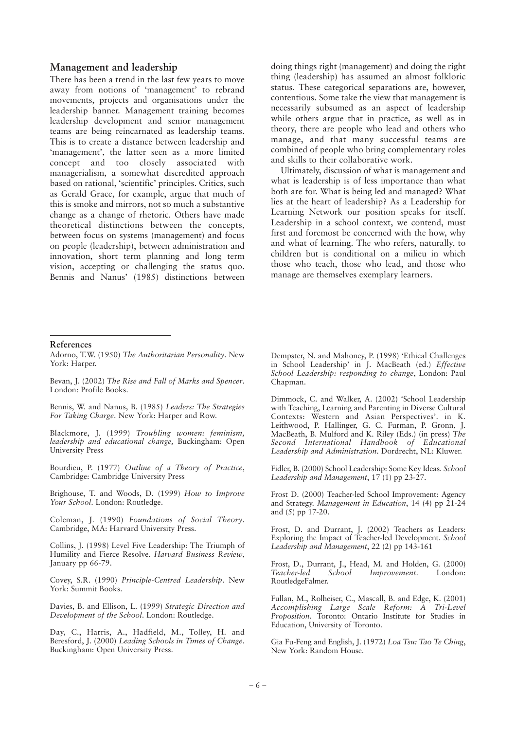## Management and leadership

There has been a trend in the last few years to move away from notions of 'management' to rebrand movements, projects and organisations under the leadership banner. Management training becomes leadership development and senior management teams are being reincarnated as leadership teams. This is to create a distance between leadership and 'management', the latter seen as a more limited concept and too closely associated with managerialism, a somewhat discredited approach based on rational, 'scientific' principles. Critics, such as Gerald Grace, for example, argue that much of this is smoke and mirrors, not so much a substantive change as a change of rhetoric. Others have made theoretical distinctions between the concepts, between focus on systems (management) and focus on people (leadership), between administration and innovation, short term planning and long term vision, accepting or challenging the status quo. Bennis and Nanus' (1985) distinctions between doing things right (management) and doing the right thing (leadership) has assumed an almost folkloric status. These categorical separations are, however, contentious. Some take the view that management is necessarily subsumed as an aspect of leadership while others argue that in practice, as well as in theory, there are people who lead and others who manage, and that many successful teams are combined of people who bring complementary roles and skills to their collaborative work.

Ultimately, discussion of what is management and what is leadership is of less importance than what both are for. What is being led and managed? What lies at the heart of leadership? As a Leadership for Learning Network our position speaks for itself. Leadership in a school context, we contend, must first and foremost be concerned with the how, why and what of learning. The who refers, naturally, to children but is conditional on a milieu in which those who teach, those who lead, and those who manage are themselves exemplary learners.

### References

Adorno, T.W. (1950) *The Authoritarian Personality*. New York: Harper.

Bevan, J. (2002) *The Rise and Fall of Marks and Spencer*. London: Profile Books.

Bennis, W. and Nanus, B. (1985) *Leaders: The Strategies For Taking Charge*. New York: Harper and Row.

Blackmore, J. (1999) *Troubling women: feminism, leadership and educational change,* Buckingham: Open University Press

Bourdieu, P. (1977) *Outline of a Theory of Practice*, Cambridge: Cambridge University Press

Brighouse, T. and Woods, D. (1999) *How to Improve Your School*. London: Routledge.

Coleman, J. (1990) *Foundations of Social Theory*. Cambridge, MA: Harvard University Press.

Collins, J. (1998) Level Five Leadership: The Triumph of Humility and Fierce Resolve. *Harvard Business Review*, January pp 66-79.

Covey, S.R. (1990) *Principle-Centred Leadership*. New York: Summit Books.

Davies, B. and Ellison, L. (1999) *Strategic Direction and Development of the School*. London: Routledge.

Day, C., Harris, A., Hadfield, M., Tolley, H. and Beresford, J. (2000) *Leading Schools in Times of Change*. Buckingham: Open University Press.

Dempster, N. and Mahoney, P. (1998) 'Ethical Challenges in School Leadership' in J. MacBeath (ed.) *Effective School Leadership: responding to change*, London: Paul Chapman.

Dimmock, C. and Walker, A. (2002) 'School Leadership with Teaching, Learning and Parenting in Diverse Cultural Contexts: Western and Asian Perspectives'. in K. Leithwood, P. Hallinger, G. C. Furman, P. Gronn, J. MacBeath, B. Mulford and K. Riley (Eds.) (in press) *The Second International Handbook of Educational Leadership and Administration*. Dordrecht, NL: Kluwer.

Fidler, B. (2000) School Leadership: Some Key Ideas. *School Leadership and Management*, 17 (1) pp 23-27.

Frost D. (2000) Teacher-led School Improvement: Agency and Strategy. *Management in Education*, 14 (4) pp 21-24 and (5) pp 17-20.

Frost, D. and Durrant, J. (2002) Teachers as Leaders: Exploring the Impact of Teacher-led Development. *School Leadership and Management*, 22 (2) pp 143-161

Frost, D., Durrant, J., Head, M. and Holden, G. (2000) *Teacher-led School Improvement*. London: RoutledgeFalmer.

Fullan, M., Rolheiser, C., Mascall, B. and Edge, K. (2001) *Accomplishing Large Scale Reform: A Tri-Level Proposition*. Toronto: Ontario Institute for Studies in Education, University of Toronto.

Gia Fu-Feng and English, J. (1972) *Loa Tsu: Tao Te Ching*, New York: Random House.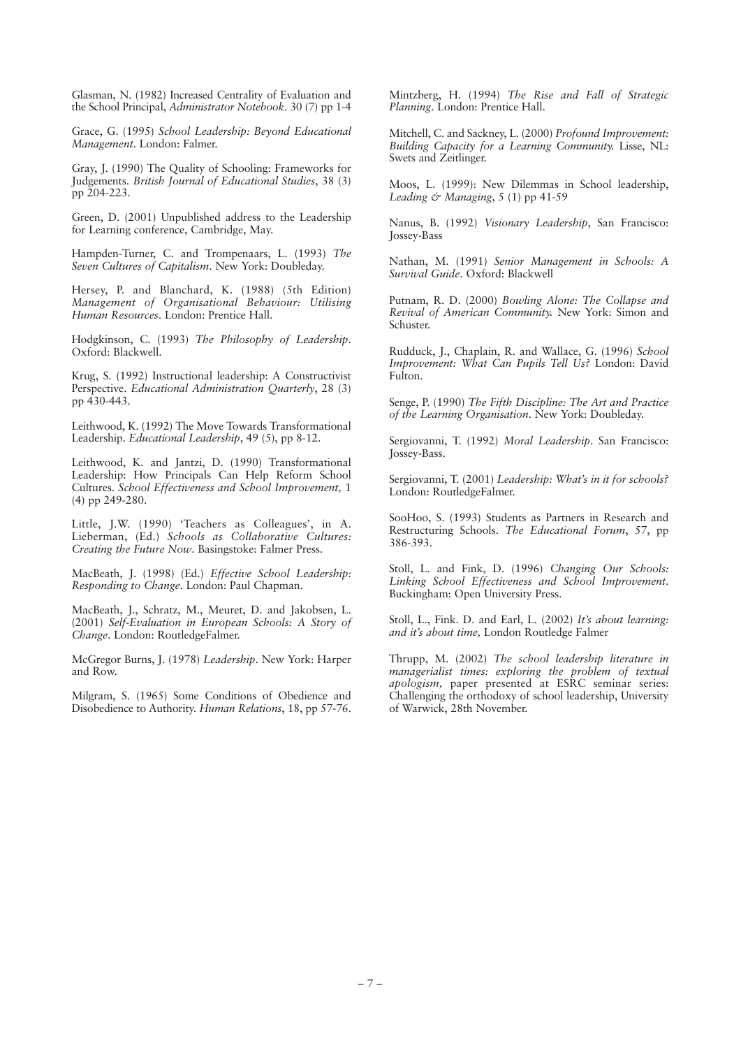Glasman, N. (1982) Increased Centrality of Evaluation and the School Principal, *Administrator Notebook*. 30 (7) pp 1-4

Grace, G. (1995) *School Leadership: Beyond Educational Management*. London: Falmer.

Gray, J. (1990) The Quality of Schooling: Frameworks for Judgements. *British Journal of Educational Studies*, 38 (3) pp 204-223.

Green, D. (2001) Unpublished address to the Leadership for Learning conference, Cambridge, May.

Hampden-Turner, C. and Trompenaars, L. (1993) *The Seven Cultures of Capitalism*. New York: Doubleday.

Hersey, P. and Blanchard, K. (1988) (5th Edition) *Management of Organisational Behaviour: Utilising Human Resources*. London: Prentice Hall.

Hodgkinson, C. (1993) *The Philosophy of Leadership*. Oxford: Blackwell.

Krug, S. (1992) Instructional leadership: A Constructivist Perspective. *Educational Administration Quarterly*, 28 (3) pp 430-443.

Leithwood, K. (1992) The Move Towards Transformational Leadership. *Educational Leadership*, 49 (5), pp 8-12.

Leithwood, K. and Jantzi, D. (1990) Transformational Leadership: How Principals Can Help Reform School Cultures. *School Effectiveness and School Improvement,* 1 (4) pp 249-280.

Little, J.W. (1990) 'Teachers as Colleagues', in A. Lieberman, (Ed.) *Schools as Collaborative Cultures: Creating the Future Now*. Basingstoke: Falmer Press.

MacBeath, J. (1998) (Ed.) *Effective School Leadership: Responding to Change*. London: Paul Chapman.

MacBeath, J., Schratz, M., Meuret, D. and Jakobsen, L. (2001) *Self-Evaluation in European Schools: A Story of Change*. London: RoutledgeFalmer.

McGregor Burns, J. (1978) *Leadership*. New York: Harper and Row.

Milgram, S. (1965) Some Conditions of Obedience and Disobedience to Authority. *Human Relations*, 18, pp 57-76.

Mintzberg, H. (1994) *The Rise and Fall of Strategic Planning*. London: Prentice Hall.

Mitchell, C. and Sackney, L. (2000) *Profound Improvement: Building Capacity for a Learning Community.* Lisse, NL: Swets and Zeitlinger.

Moos, L. (1999): New Dilemmas in School leadership, *Leading & Managing*, 5 (1) pp 41-59

Nanus, B. (1992) *Visionary Leadership*, San Francisco: Jossey-Bass

Nathan, M. (1991) *Senior Management in Schools: A Survival Guide*. Oxford: Blackwell

Putnam, R. D. (2000) *Bowling Alone: The Collapse and Revival of American Community.* New York: Simon and Schuster.

Rudduck, J., Chaplain, R. and Wallace, G. (1996) *School Improvement: What Can Pupils Tell Us?* London: David Fulton.

Senge, P. (1990) *The Fifth Discipline: The Art and Practice of the Learning Organisation*. New York: Doubleday.

Sergiovanni, T. (1992) *Moral Leadership*. San Francisco: Jossey-Bass.

Sergiovanni, T. (2001) *Leadership: What's in it for schools?* London: RoutledgeFalmer.

SooHoo, S. (1993) Students as Partners in Research and Restructuring Schools. *The Educational Forum*, 57, pp 386-393.

Stoll, L. and Fink, D. (1996) *Changing Our Schools: Linking School Effectiveness and School Improvement*. Buckingham: Open University Press.

Stoll, L., Fink. D. and Earl, L. (2002) *It's about learning: and it's about time,* London Routledge Falmer

Thrupp, M. (2002) *The school leadership literature in managerialist times: exploring the problem of textual apologism,* paper presented at ESRC seminar series: Challenging the orthodoxy of school leadership, University of Warwick, 28th November.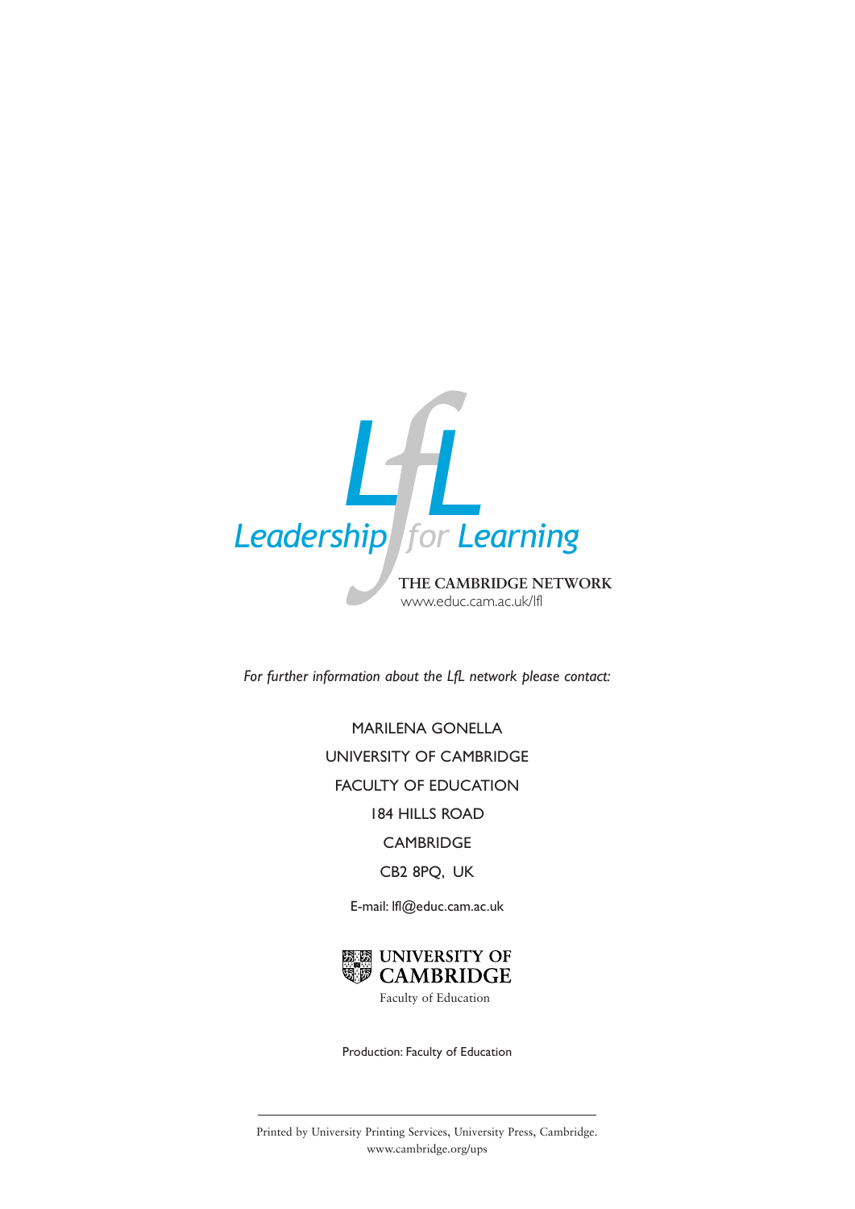LfL

Leadership for Learning

THE CAMBRIDGE NETWORK

www.educ.cam.ac.uk/lfl

*For further information about the LfL network please contact:*

MARILENA GONELLA

UNIVERSITY OF CAMBRIDGE

FACULTY OF EDUCATION

184 HILLS ROAD

CAMBRIDGE

CB2 8PQ, UK

E-mail: lfl@educ.cam.ac.uk

UNIVERSITY OF CAMBRIDGE

Faculty of Education

Production: Faculty of Education

Printed by University Printing Services, University Press, Cambridge.
www.cambridge.org/ups